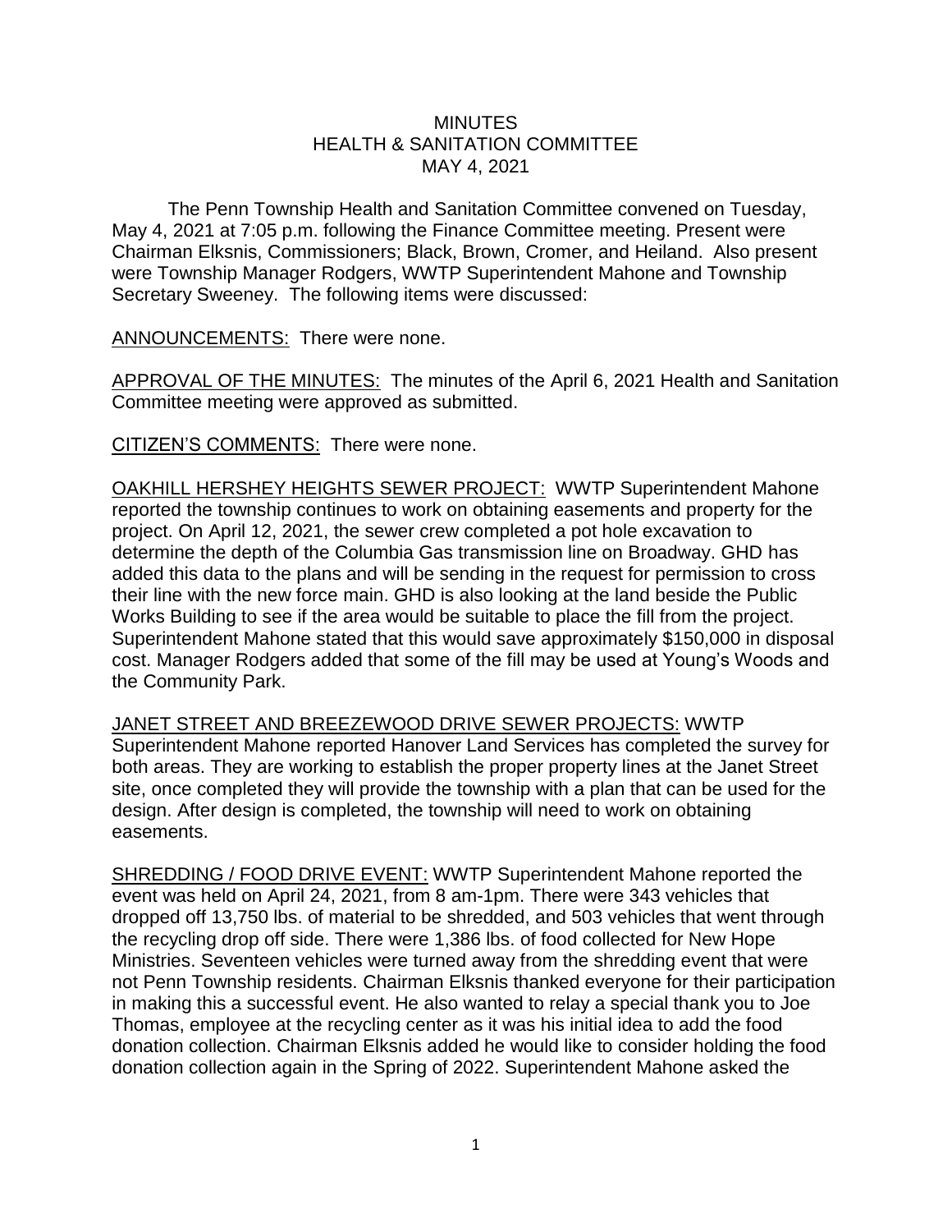# MINUTES
## HEALTH & SANITATION COMMITTEE
## MAY 4, 2021

The Penn Township Health and Sanitation Committee convened on Tuesday, May 4, 2021 at 7:05 p.m. following the Finance Committee meeting. Present were Chairman Elksnis, Commissioners; Black, Brown, Cromer, and Heiland. Also present were Township Manager Rodgers, WWTP Superintendent Mahone and Township Secretary Sweeney. The following items were discussed:

ANNOUNCEMENTS: There were none.

APPROVAL OF THE MINUTES: The minutes of the April 6, 2021 Health and Sanitation Committee meeting were approved as submitted.

CITIZEN'S COMMENTS: There were none.

OAKHILL HERSHEY HEIGHTS SEWER PROJECT: WWTP Superintendent Mahone reported the township continues to work on obtaining easements and property for the project. On April 12, 2021, the sewer crew completed a pot hole excavation to determine the depth of the Columbia Gas transmission line on Broadway. GHD has added this data to the plans and will be sending in the request for permission to cross their line with the new force main. GHD is also looking at the land beside the Public Works Building to see if the area would be suitable to place the fill from the project. Superintendent Mahone stated that this would save approximately $150,000 in disposal cost. Manager Rodgers added that some of the fill may be used at Young's Woods and the Community Park.

JANET STREET AND BREEZEWOOD DRIVE SEWER PROJECTS: WWTP Superintendent Mahone reported Hanover Land Services has completed the survey for both areas. They are working to establish the proper property lines at the Janet Street site, once completed they will provide the township with a plan that can be used for the design. After design is completed, the township will need to work on obtaining easements.

SHREDDING / FOOD DRIVE EVENT: WWTP Superintendent Mahone reported the event was held on April 24, 2021, from 8 am-1pm. There were 343 vehicles that dropped off 13,750 lbs. of material to be shredded, and 503 vehicles that went through the recycling drop off side. There were 1,386 lbs. of food collected for New Hope Ministries. Seventeen vehicles were turned away from the shredding event that were not Penn Township residents. Chairman Elksnis thanked everyone for their participation in making this a successful event. He also wanted to relay a special thank you to Joe Thomas, employee at the recycling center as it was his initial idea to add the food donation collection. Chairman Elksnis added he would like to consider holding the food donation collection again in the Spring of 2022. Superintendent Mahone asked the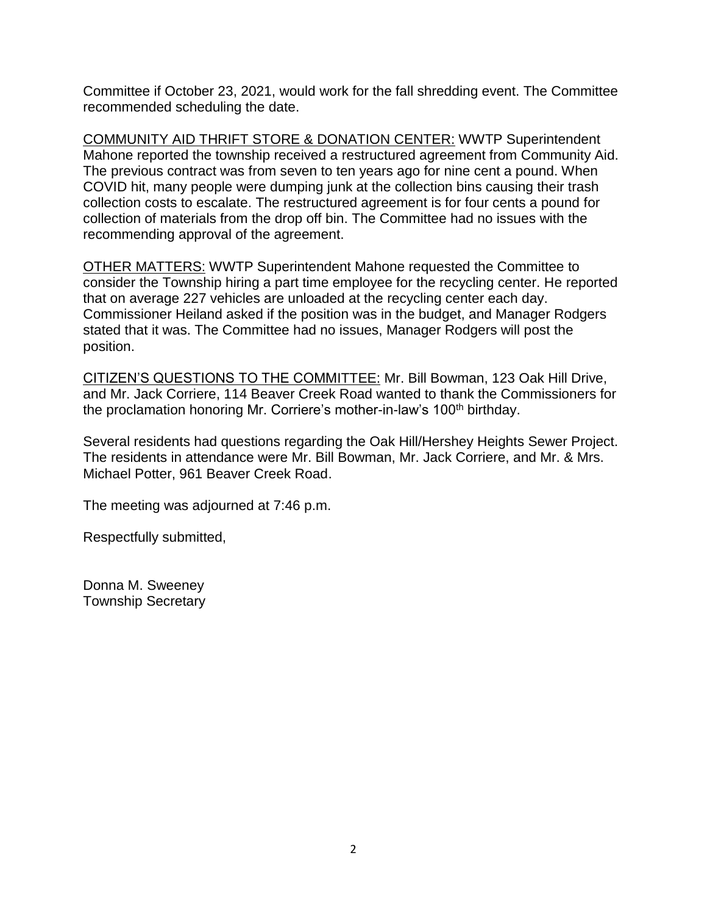Committee if October 23, 2021, would work for the fall shredding event. The Committee recommended scheduling the date.

COMMUNITY AID THRIFT STORE & DONATION CENTER: WWTP Superintendent Mahone reported the township received a restructured agreement from Community Aid. The previous contract was from seven to ten years ago for nine cent a pound. When COVID hit, many people were dumping junk at the collection bins causing their trash collection costs to escalate. The restructured agreement is for four cents a pound for collection of materials from the drop off bin. The Committee had no issues with the recommending approval of the agreement.

OTHER MATTERS: WWTP Superintendent Mahone requested the Committee to consider the Township hiring a part time employee for the recycling center. He reported that on average 227 vehicles are unloaded at the recycling center each day. Commissioner Heiland asked if the position was in the budget, and Manager Rodgers stated that it was. The Committee had no issues, Manager Rodgers will post the position.

CITIZEN'S QUESTIONS TO THE COMMITTEE: Mr. Bill Bowman, 123 Oak Hill Drive, and Mr. Jack Corriere, 114 Beaver Creek Road wanted to thank the Commissioners for the proclamation honoring Mr. Corriere's mother-in-law's 100th birthday.

Several residents had questions regarding the Oak Hill/Hershey Heights Sewer Project. The residents in attendance were Mr. Bill Bowman, Mr. Jack Corriere, and Mr. & Mrs. Michael Potter, 961 Beaver Creek Road.

The meeting was adjourned at 7:46 p.m.

Respectfully submitted,

Donna M. Sweeney
Township Secretary